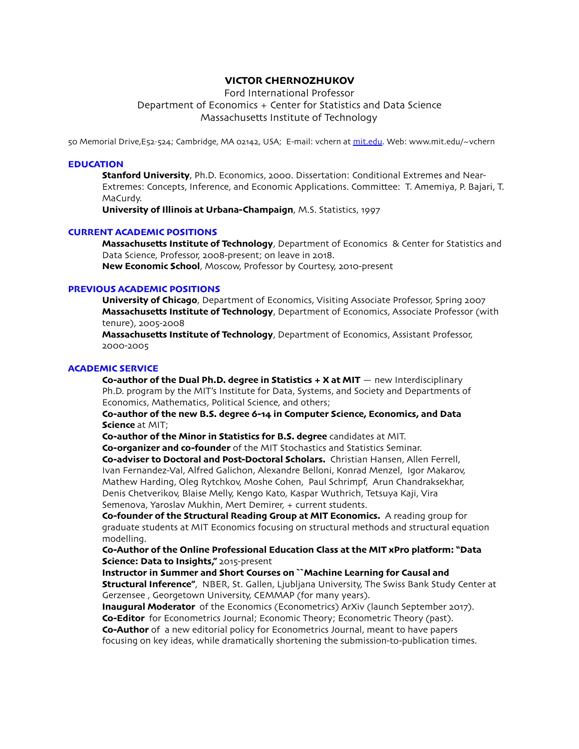# VICTOR CHERNOZHUKOV

Ford International Professor
Department of Economics + Center for Statistics and Data Science
Massachusetts Institute of Technology

50 Memorial Drive,E52-524; Cambridge, MA 02142, USA; E-mail: vchern at mit.edu. Web: www.mit.edu/~vchern

## EDUCATION

**Stanford University**, Ph.D. Economics, 2000. Dissertation: Conditional Extremes and Near-Extremes: Concepts, Inference, and Economic Applications. Committee: T. Amemiya, P. Bajari, T. MaCurdy.
**University of Illinois at Urbana-Champaign**, M.S. Statistics, 1997

## CURRENT ACADEMIC POSITIONS

**Massachusetts Institute of Technology**, Department of Economics & Center for Statistics and Data Science, Professor, 2008-present; on leave in 2018.
**New Economic School**, Moscow, Professor by Courtesy, 2010-present

## PREVIOUS ACADEMIC POSITIONS

**University of Chicago**, Department of Economics, Visiting Associate Professor, Spring 2007
**Massachusetts Institute of Technology**, Department of Economics, Associate Professor (with tenure), 2005-2008
**Massachusetts Institute of Technology**, Department of Economics, Assistant Professor, 2000-2005

## ACADEMIC SERVICE

**Co-author of the Dual Ph.D. degree in Statistics + X at MIT** — new Interdisciplinary Ph.D. program by the MIT's Institute for Data, Systems, and Society and Departments of Economics, Mathematics, Political Science, and others;
**Co-author of the new B.S. degree 6-14 in Computer Science, Economics, and Data Science** at MIT;
**Co-author of the Minor in Statistics for B.S. degree** candidates at MIT.
**Co-organizer and co-founder** of the MIT Stochastics and Statistics Seminar.
**Co-adviser to Doctoral and Post-Doctoral Scholars.** Christian Hansen, Allen Ferrell, Ivan Fernandez-Val, Alfred Galichon, Alexandre Belloni, Konrad Menzel, Igor Makarov, Mathew Harding, Oleg Rytchkov, Moshe Cohen, Paul Schrimpf, Arun Chandraksekhar, Denis Chetverikov, Blaise Melly, Kengo Kato, Kaspar Wuthrich, Tetsuya Kaji, Vira Semenova, Yaroslav Mukhin, Mert Demirer, + current students.
**Co-founder of the Structural Reading Group at MIT Economics.** A reading group for graduate students at MIT Economics focusing on structural methods and structural equation modelling.
**Co-Author of the Online Professional Education Class at the MIT xPro platform: "Data Science: Data to Insights,"** 2015-present
**Instructor in Summer and Short Courses on ``Machine Learning for Causal and Structural Inference"**, NBER, St. Gallen, Ljubljana University, The Swiss Bank Study Center at Gerzensee , Georgetown University, CEMMAP (for many years).
**Inaugural Moderator** of the Economics (Econometrics) ArXiv (launch September 2017).
**Co-Editor** for Econometrics Journal; Economic Theory; Econometric Theory (past).
**Co-Author** of a new editorial policy for Econometrics Journal, meant to have papers focusing on key ideas, while dramatically shortening the submission-to-publication times.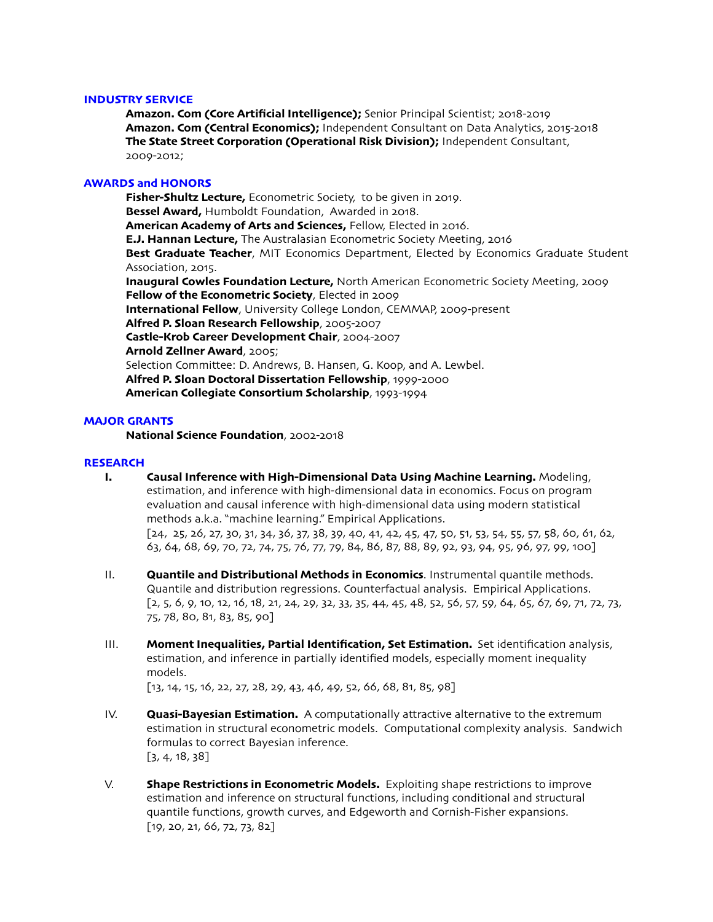## INDUSTRY SERVICE

**Amazon. Com (Core Artificial Intelligence);** Senior Principal Scientist; 2018-2019
**Amazon. Com (Central Economics);** Independent Consultant on Data Analytics, 2015-2018
**The State Street Corporation (Operational Risk Division);** Independent Consultant, 2009-2012;

## AWARDS and HONORS

**Fisher-Shultz Lecture,** Econometric Society, to be given in 2019.
**Bessel Award,** Humboldt Foundation, Awarded in 2018.
**American Academy of Arts and Sciences,** Fellow, Elected in 2016.
**E.J. Hannan Lecture,** The Australasian Econometric Society Meeting, 2016
**Best Graduate Teacher**, MIT Economics Department, Elected by Economics Graduate Student Association, 2015.
**Inaugural Cowles Foundation Lecture,** North American Econometric Society Meeting, 2009
**Fellow of the Econometric Society**, Elected in 2009
**International Fellow**, University College London, CEMMAP, 2009-present
**Alfred P. Sloan Research Fellowship**, 2005-2007
**Castle-Krob Career Development Chair**, 2004-2007
**Arnold Zellner Award**, 2005;
Selection Committee: D. Andrews, B. Hansen, G. Koop, and A. Lewbel.
**Alfred P. Sloan Doctoral Dissertation Fellowship**, 1999-2000
**American Collegiate Consortium Scholarship**, 1993-1994

## MAJOR GRANTS

**National Science Foundation**, 2002-2018

## RESEARCH

**I.** **Causal Inference with High-Dimensional Data Using Machine Learning.** Modeling, estimation, and inference with high-dimensional data in economics. Focus on program evaluation and causal inference with high-dimensional data using modern statistical methods a.k.a. "machine learning." Empirical Applications.
[24, 25, 26, 27, 30, 31, 34, 36, 37, 38, 39, 40, 41, 42, 45, 47, 50, 51, 53, 54, 55, 57, 58, 60, 61, 62, 63, 64, 68, 69, 70, 72, 74, 75, 76, 77, 79, 84, 86, 87, 88, 89, 92, 93, 94, 95, 96, 97, 99, 100]

II. **Quantile and Distributional Methods in Economics**. Instrumental quantile methods. Quantile and distribution regressions. Counterfactual analysis. Empirical Applications.
[2, 5, 6, 9, 10, 12, 16, 18, 21, 24, 29, 32, 33, 35, 44, 45, 48, 52, 56, 57, 59, 64, 65, 67, 69, 71, 72, 73, 75, 78, 80, 81, 83, 85, 90]

III. **Moment Inequalities, Partial Identification, Set Estimation.** Set identification analysis, estimation, and inference in partially identified models, especially moment inequality models.
[13, 14, 15, 16, 22, 27, 28, 29, 43, 46, 49, 52, 66, 68, 81, 85, 98]

IV. **Quasi-Bayesian Estimation.** A computationally attractive alternative to the extremum estimation in structural econometric models. Computational complexity analysis. Sandwich formulas to correct Bayesian inference.
[3, 4, 18, 38]

V. **Shape Restrictions in Econometric Models.** Exploiting shape restrictions to improve estimation and inference on structural functions, including conditional and structural quantile functions, growth curves, and Edgeworth and Cornish-Fisher expansions.
[19, 20, 21, 66, 72, 73, 82]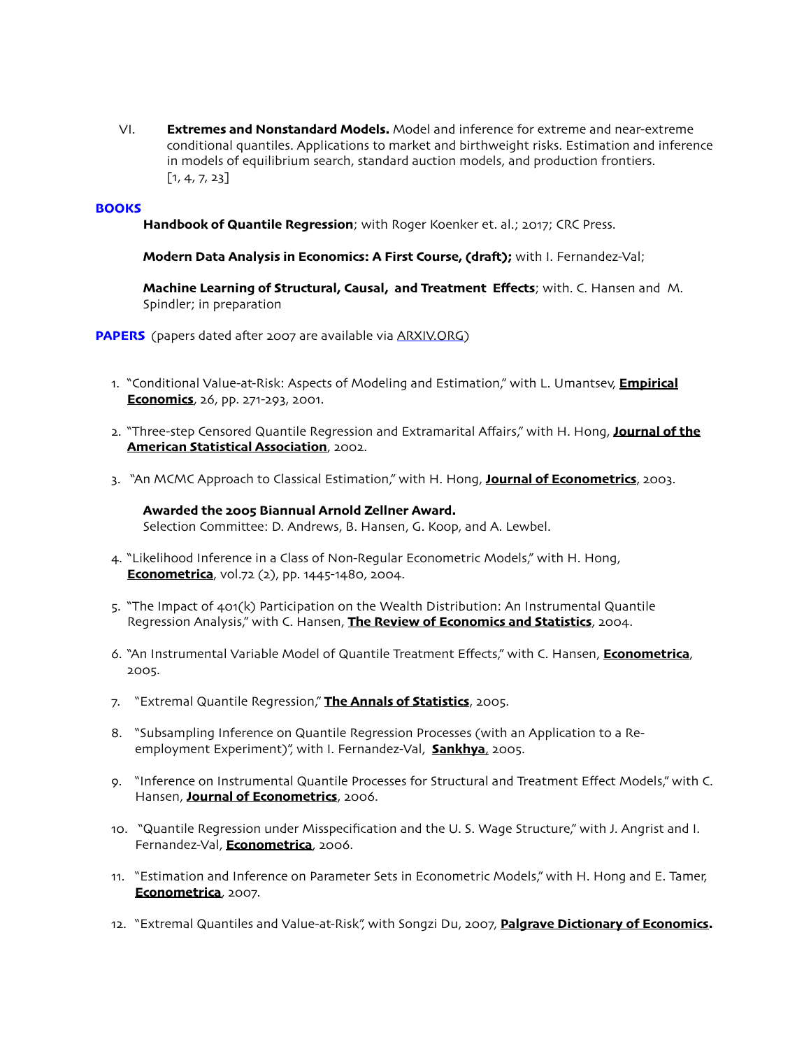VI. **Extremes and Nonstandard Models.** Model and inference for extreme and near-extreme conditional quantiles. Applications to market and birthweight risks. Estimation and inference in models of equilibrium search, standard auction models, and production frontiers. [1, 4, 7, 23]

## BOOKS

**Handbook of Quantile Regression**; with Roger Koenker et. al.; 2017; CRC Press.

**Modern Data Analysis in Economics: A First Course, (draft);** with I. Fernandez-Val;

**Machine Learning of Structural, Causal, and Treatment Effects**; with. C. Hansen and M. Spindler; in preparation

## PAPERS

(papers dated after 2007 are available via ARXIV.ORG)

1. "Conditional Value-at-Risk: Aspects of Modeling and Estimation," with L. Umantsev, **Empirical Economics**, 26, pp. 271-293, 2001.

2. "Three-step Censored Quantile Regression and Extramarital Affairs," with H. Hong, **Journal of the American Statistical Association**, 2002.

3. "An MCMC Approach to Classical Estimation," with H. Hong, **Journal of Econometrics**, 2003.

   **Awarded the 2005 Biannual Arnold Zellner Award.**
   Selection Committee: D. Andrews, B. Hansen, G. Koop, and A. Lewbel.

4. "Likelihood Inference in a Class of Non-Regular Econometric Models," with H. Hong, **Econometrica**, vol.72 (2), pp. 1445-1480, 2004.

5. "The Impact of 401(k) Participation on the Wealth Distribution: An Instrumental Quantile Regression Analysis," with C. Hansen, **The Review of Economics and Statistics**, 2004.

6. "An Instrumental Variable Model of Quantile Treatment Effects," with C. Hansen, **Econometrica**, 2005.

7. "Extremal Quantile Regression," **The Annals of Statistics**, 2005.

8. "Subsampling Inference on Quantile Regression Processes (with an Application to a Re-employment Experiment)", with I. Fernandez-Val, **Sankhya**, 2005.

9. "Inference on Instrumental Quantile Processes for Structural and Treatment Effect Models," with C. Hansen, **Journal of Econometrics**, 2006.

10. "Quantile Regression under Misspecification and the U. S. Wage Structure," with J. Angrist and I. Fernandez-Val, **Econometrica**, 2006.

11. "Estimation and Inference on Parameter Sets in Econometric Models," with H. Hong and E. Tamer, **Econometrica**, 2007.

12. "Extremal Quantiles and Value-at-Risk", with Songzi Du, 2007, **Palgrave Dictionary of Economics.**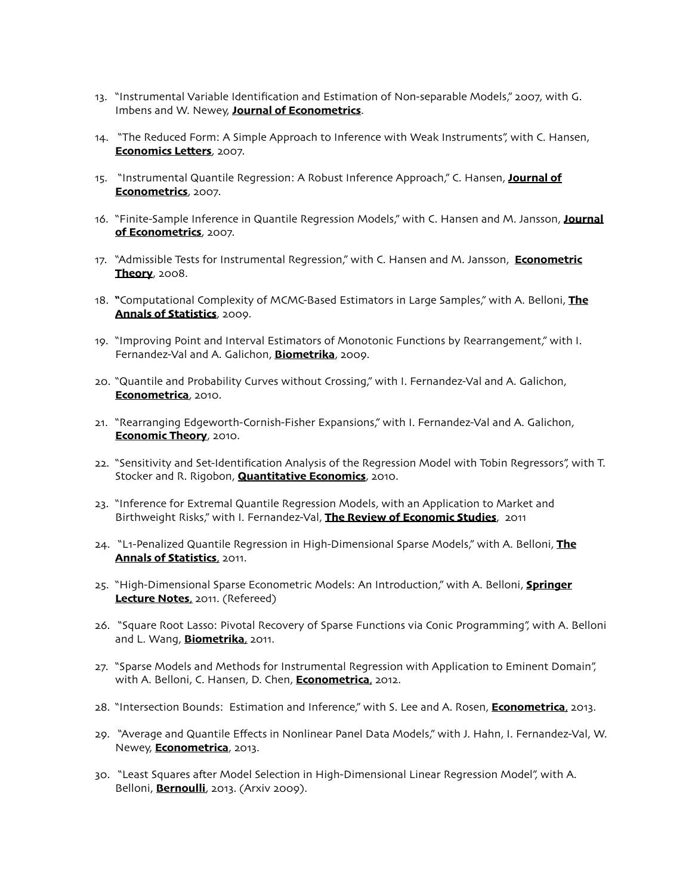13. "Instrumental Variable Identification and Estimation of Non-separable Models," 2007, with G. Imbens and W. Newey, **Journal of Econometrics**.

14. "The Reduced Form: A Simple Approach to Inference with Weak Instruments", with C. Hansen, **Economics Letters**, 2007.

15. "Instrumental Quantile Regression: A Robust Inference Approach," C. Hansen, **Journal of Econometrics**, 2007.

16. "Finite-Sample Inference in Quantile Regression Models," with C. Hansen and M. Jansson, **Journal of Econometrics**, 2007.

17. "Admissible Tests for Instrumental Regression," with C. Hansen and M. Jansson, **Econometric Theory**, 2008.

18. "Computational Complexity of MCMC-Based Estimators in Large Samples," with A. Belloni, **The Annals of Statistics**, 2009.

19. "Improving Point and Interval Estimators of Monotonic Functions by Rearrangement," with I. Fernandez-Val and A. Galichon, **Biometrika**, 2009.

20. "Quantile and Probability Curves without Crossing," with I. Fernandez-Val and A. Galichon, **Econometrica**, 2010.

21. "Rearranging Edgeworth-Cornish-Fisher Expansions," with I. Fernandez-Val and A. Galichon, **Economic Theory**, 2010.

22. "Sensitivity and Set-Identification Analysis of the Regression Model with Tobin Regressors", with T. Stocker and R. Rigobon, **Quantitative Economics**, 2010.

23. "Inference for Extremal Quantile Regression Models, with an Application to Market and Birthweight Risks," with I. Fernandez-Val, **The Review of Economic Studies**, 2011

24. "L1-Penalized Quantile Regression in High-Dimensional Sparse Models," with A. Belloni, **The Annals of Statistics**, 2011.

25. "High-Dimensional Sparse Econometric Models: An Introduction," with A. Belloni, **Springer Lecture Notes**, 2011. (Refereed)

26. "Square Root Lasso: Pivotal Recovery of Sparse Functions via Conic Programming", with A. Belloni and L. Wang, **Biometrika**, 2011.

27. "Sparse Models and Methods for Instrumental Regression with Application to Eminent Domain", with A. Belloni, C. Hansen, D. Chen, **Econometrica**, 2012.

28. "Intersection Bounds: Estimation and Inference," with S. Lee and A. Rosen, **Econometrica**, 2013.

29. "Average and Quantile Effects in Nonlinear Panel Data Models," with J. Hahn, I. Fernandez-Val, W. Newey, **Econometrica**, 2013.

30. "Least Squares after Model Selection in High-Dimensional Linear Regression Model", with A. Belloni, **Bernoulli**, 2013. (Arxiv 2009).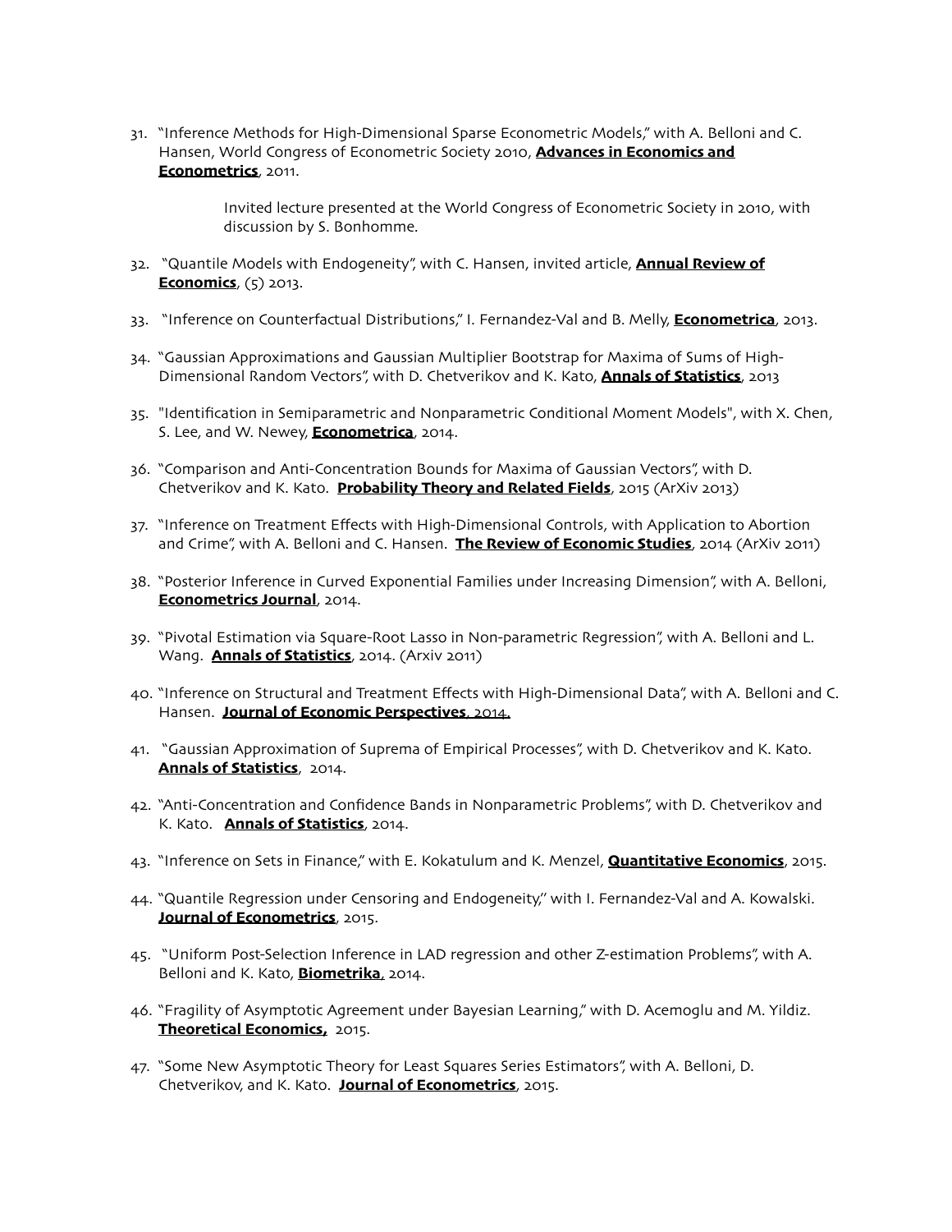31. "Inference Methods for High-Dimensional Sparse Econometric Models," with A. Belloni and C. Hansen, World Congress of Econometric Society 2010, **Advances in Economics and Econometrics**, 2011.

    Invited lecture presented at the World Congress of Econometric Society in 2010, with discussion by S. Bonhomme.

32. "Quantile Models with Endogeneity", with C. Hansen, invited article, **Annual Review of Economics**, (5) 2013.

33. "Inference on Counterfactual Distributions," I. Fernandez-Val and B. Melly, **Econometrica**, 2013.

34. "Gaussian Approximations and Gaussian Multiplier Bootstrap for Maxima of Sums of High-Dimensional Random Vectors", with D. Chetverikov and K. Kato, **Annals of Statistics**, 2013

35. "Identification in Semiparametric and Nonparametric Conditional Moment Models", with X. Chen, S. Lee, and W. Newey, **Econometrica**, 2014.

36. "Comparison and Anti-Concentration Bounds for Maxima of Gaussian Vectors", with D. Chetverikov and K. Kato. **Probability Theory and Related Fields**, 2015 (ArXiv 2013)

37. "Inference on Treatment Effects with High-Dimensional Controls, with Application to Abortion and Crime", with A. Belloni and C. Hansen. **The Review of Economic Studies**, 2014 (ArXiv 2011)

38. "Posterior Inference in Curved Exponential Families under Increasing Dimension", with A. Belloni, **Econometrics Journal**, 2014.

39. "Pivotal Estimation via Square-Root Lasso in Non-parametric Regression", with A. Belloni and L. Wang. **Annals of Statistics**, 2014. (Arxiv 2011)

40. "Inference on Structural and Treatment Effects with High-Dimensional Data", with A. Belloni and C. Hansen. **Journal of Economic Perspectives**, 2014.

41. "Gaussian Approximation of Suprema of Empirical Processes", with D. Chetverikov and K. Kato. **Annals of Statistics**, 2014.

42. "Anti-Concentration and Confidence Bands in Nonparametric Problems", with D. Chetverikov and K. Kato. **Annals of Statistics**, 2014.

43. "Inference on Sets in Finance," with E. Kokatulum and K. Menzel, **Quantitative Economics**, 2015.

44. "Quantile Regression under Censoring and Endogeneity," with I. Fernandez-Val and A. Kowalski. **Journal of Econometrics**, 2015.

45. "Uniform Post-Selection Inference in LAD regression and other Z-estimation Problems", with A. Belloni and K. Kato, **Biometrika**, 2014.

46. "Fragility of Asymptotic Agreement under Bayesian Learning," with D. Acemoglu and M. Yildiz. **Theoretical Economics,** 2015.

47. "Some New Asymptotic Theory for Least Squares Series Estimators", with A. Belloni, D. Chetverikov, and K. Kato. **Journal of Econometrics**, 2015.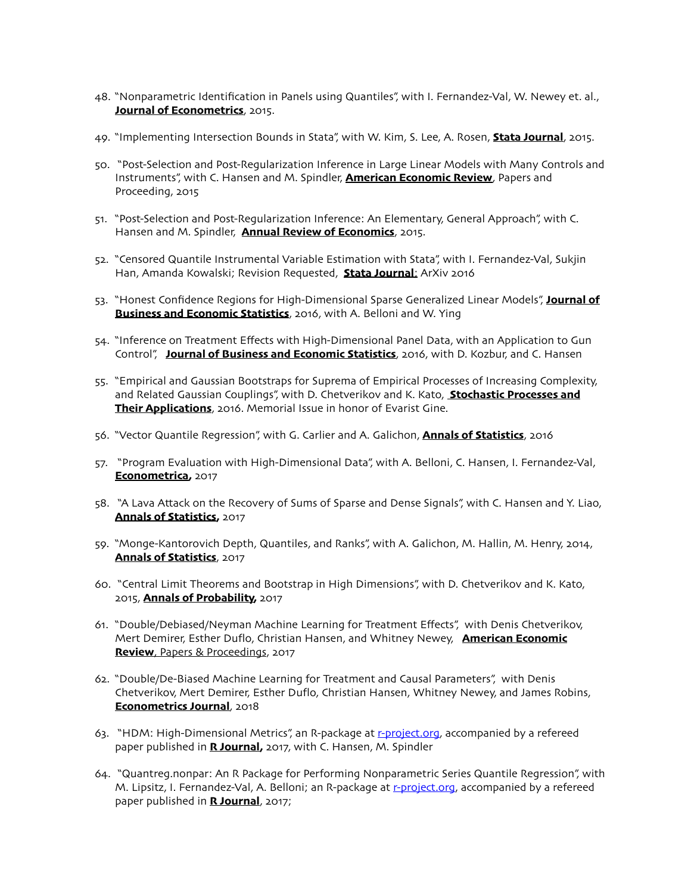48. "Nonparametric Identification in Panels using Quantiles", with I. Fernandez-Val, W. Newey et. al., **Journal of Econometrics**, 2015.

49. "Implementing Intersection Bounds in Stata", with W. Kim, S. Lee, A. Rosen, **Stata Journal**, 2015.

50. "Post-Selection and Post-Regularization Inference in Large Linear Models with Many Controls and Instruments", with C. Hansen and M. Spindler, **American Economic Review**, Papers and Proceeding, 2015

51. "Post-Selection and Post-Regularization Inference: An Elementary, General Approach", with C. Hansen and M. Spindler, **Annual Review of Economics**, 2015.

52. "Censored Quantile Instrumental Variable Estimation with Stata", with I. Fernandez-Val, Sukjin Han, Amanda Kowalski; Revision Requested, **Stata Journal**; ArXiv 2016

53. "Honest Confidence Regions for High-Dimensional Sparse Generalized Linear Models", **Journal of Business and Economic Statistics**, 2016, with A. Belloni and W. Ying

54. "Inference on Treatment Effects with High-Dimensional Panel Data, with an Application to Gun Control", **Journal of Business and Economic Statistics**, 2016, with D. Kozbur, and C. Hansen

55. "Empirical and Gaussian Bootstraps for Suprema of Empirical Processes of Increasing Complexity, and Related Gaussian Couplings", with D. Chetverikov and K. Kato, **Stochastic Processes and Their Applications**, 2016. Memorial Issue in honor of Evarist Gine.

56. "Vector Quantile Regression", with G. Carlier and A. Galichon, **Annals of Statistics**, 2016

57. "Program Evaluation with High-Dimensional Data", with A. Belloni, C. Hansen, I. Fernandez-Val, **Econometrica,** 2017

58. "A Lava Attack on the Recovery of Sums of Sparse and Dense Signals", with C. Hansen and Y. Liao, **Annals of Statistics,** 2017

59. "Monge-Kantorovich Depth, Quantiles, and Ranks", with A. Galichon, M. Hallin, M. Henry, 2014, **Annals of Statistics**, 2017

60. "Central Limit Theorems and Bootstrap in High Dimensions", with D. Chetverikov and K. Kato, 2015, **Annals of Probability,** 2017

61. "Double/Debiased/Neyman Machine Learning for Treatment Effects", with Denis Chetverikov, Mert Demirer, Esther Duflo, Christian Hansen, and Whitney Newey, **American Economic Review**, Papers & Proceedings, 2017

62. "Double/De-Biased Machine Learning for Treatment and Causal Parameters", with Denis Chetverikov, Mert Demirer, Esther Duflo, Christian Hansen, Whitney Newey, and James Robins, **Econometrics Journal**, 2018

63. "HDM: High-Dimensional Metrics", an R-package at r-project.org, accompanied by a refereed paper published in **R Journal,** 2017, with C. Hansen, M. Spindler

64. "Quantreg.nonpar: An R Package for Performing Nonparametric Series Quantile Regression", with M. Lipsitz, I. Fernandez-Val, A. Belloni; an R-package at r-project.org, accompanied by a refereed paper published in **R Journal**, 2017;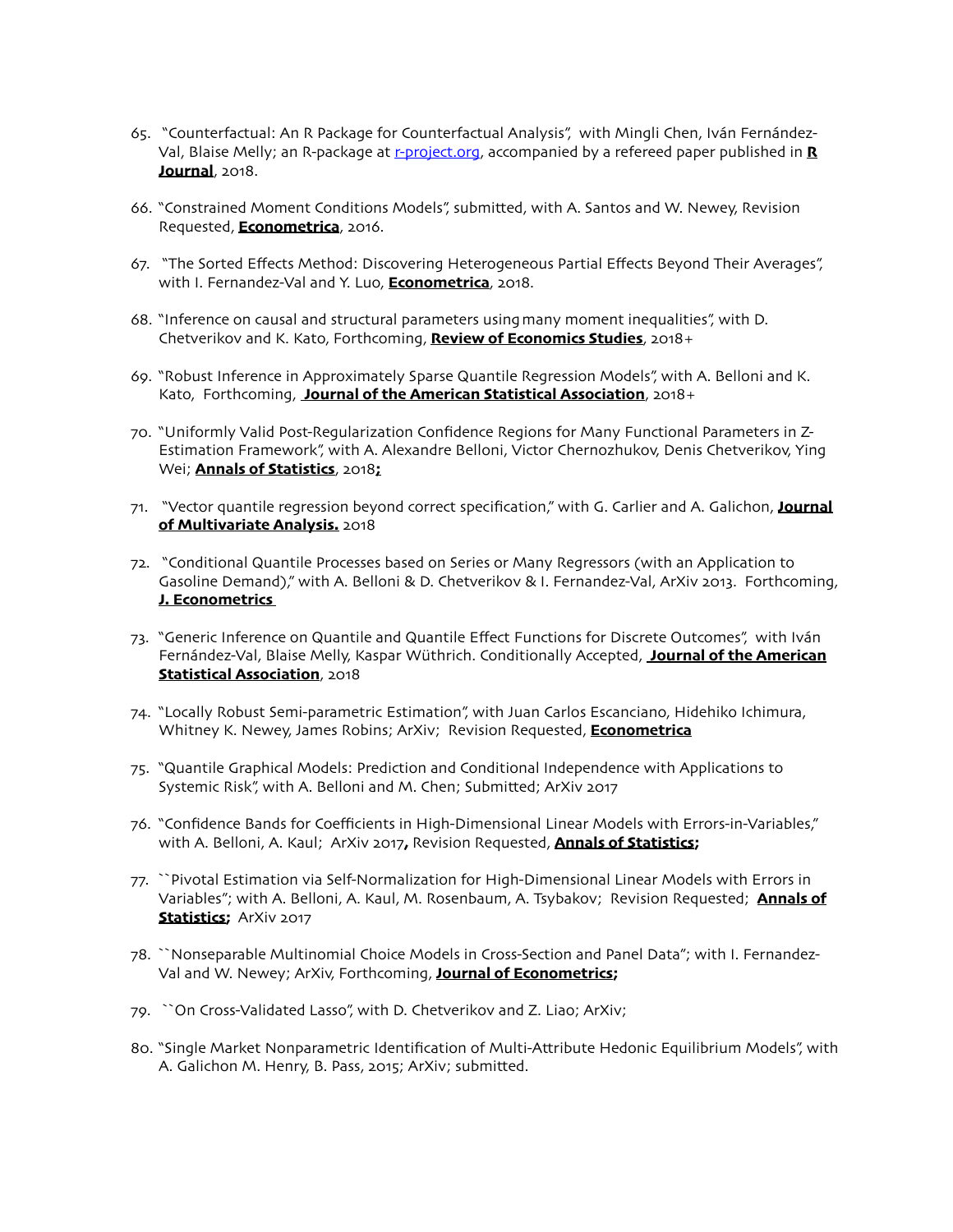65. "Counterfactual: An R Package for Counterfactual Analysis", with Mingli Chen, Iván Fernández-Val, Blaise Melly; an R-package at r-project.org, accompanied by a refereed paper published in **R Journal**, 2018.

66. "Constrained Moment Conditions Models", submitted, with A. Santos and W. Newey, Revision Requested, **Econometrica**, 2016.

67. "The Sorted Effects Method: Discovering Heterogeneous Partial Effects Beyond Their Averages", with I. Fernandez-Val and Y. Luo, **Econometrica**, 2018.

68. "Inference on causal and structural parameters using many moment inequalities", with D. Chetverikov and K. Kato, Forthcoming, **Review of Economics Studies**, 2018+

69. "Robust Inference in Approximately Sparse Quantile Regression Models", with A. Belloni and K. Kato, Forthcoming, **Journal of the American Statistical Association**, 2018+

70. "Uniformly Valid Post-Regularization Confidence Regions for Many Functional Parameters in Z-Estimation Framework", with A. Alexandre Belloni, Victor Chernozhukov, Denis Chetverikov, Ying Wei; **Annals of Statistics**, 2018**;**

71. "Vector quantile regression beyond correct specification," with G. Carlier and A. Galichon, **Journal of Multivariate Analysis.** 2018

72. "Conditional Quantile Processes based on Series or Many Regressors (with an Application to Gasoline Demand)," with A. Belloni & D. Chetverikov & I. Fernandez-Val, ArXiv 2013. Forthcoming, **J. Econometrics**

73. "Generic Inference on Quantile and Quantile Effect Functions for Discrete Outcomes", with Iván Fernández-Val, Blaise Melly, Kaspar Wüthrich. Conditionally Accepted, **Journal of the American Statistical Association**, 2018

74. "Locally Robust Semi-parametric Estimation", with Juan Carlos Escanciano, Hidehiko Ichimura, Whitney K. Newey, James Robins; ArXiv; Revision Requested, **Econometrica**

75. "Quantile Graphical Models: Prediction and Conditional Independence with Applications to Systemic Risk", with A. Belloni and M. Chen; Submitted; ArXiv 2017

76. "Confidence Bands for Coefficients in High-Dimensional Linear Models with Errors-in-Variables," with A. Belloni, A. Kaul; ArXiv 2017**,** Revision Requested, **Annals of Statistics;**

77. ``Pivotal Estimation via Self-Normalization for High-Dimensional Linear Models with Errors in Variables"; with A. Belloni, A. Kaul, M. Rosenbaum, A. Tsybakov; Revision Requested; **Annals of Statistics;** ArXiv 2017

78. ``Nonseparable Multinomial Choice Models in Cross-Section and Panel Data"; with I. Fernandez-Val and W. Newey; ArXiv, Forthcoming, **Journal of Econometrics;**

79. ``On Cross-Validated Lasso", with D. Chetverikov and Z. Liao; ArXiv;

80. "Single Market Nonparametric Identification of Multi-Attribute Hedonic Equilibrium Models", with A. Galichon M. Henry, B. Pass, 2015; ArXiv; submitted.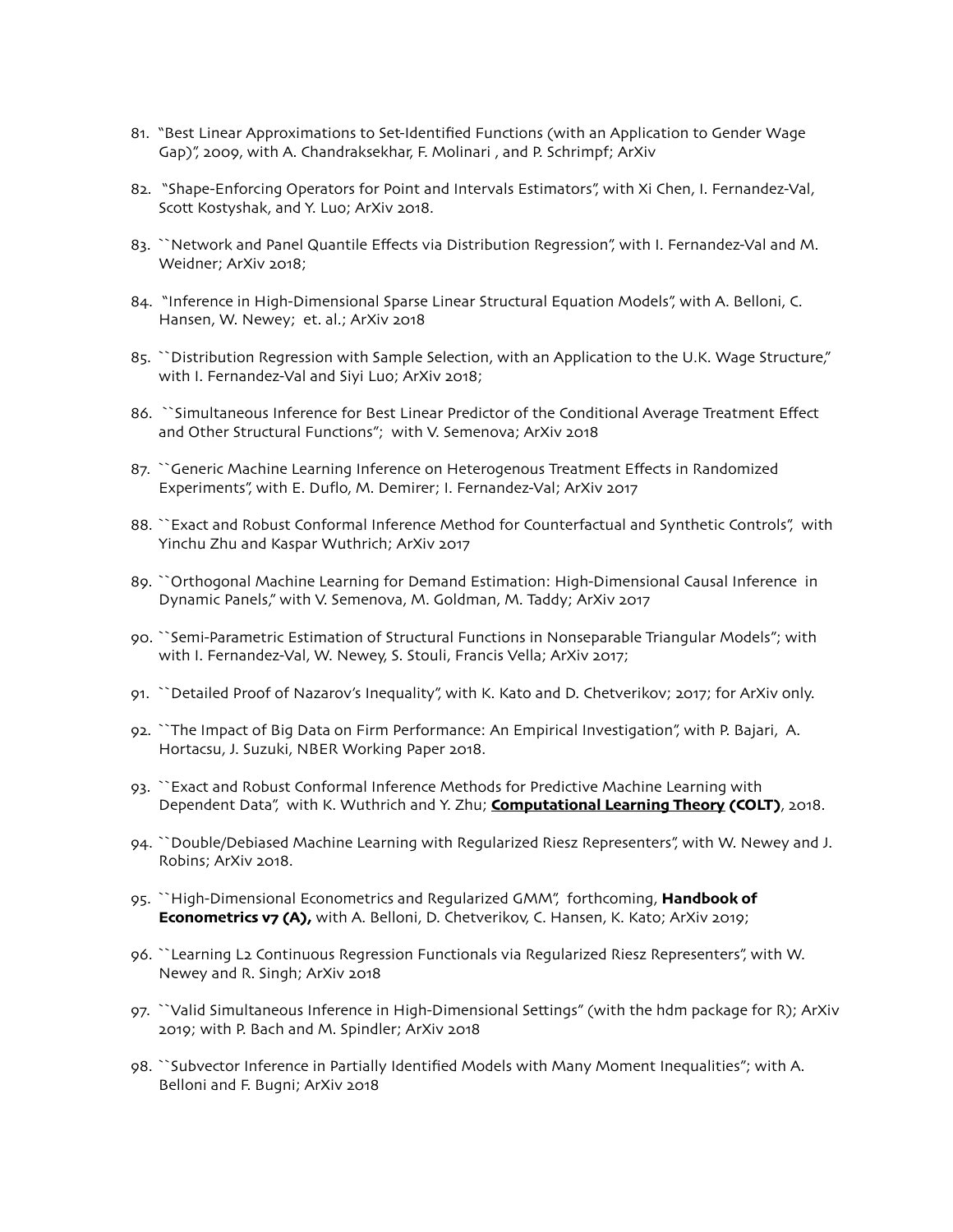81. "Best Linear Approximations to Set-Identified Functions (with an Application to Gender Wage Gap)", 2009, with A. Chandraksekhar, F. Molinari , and P. Schrimpf; ArXiv

82. "Shape-Enforcing Operators for Point and Intervals Estimators", with Xi Chen, I. Fernandez-Val, Scott Kostyshak, and Y. Luo; ArXiv 2018.

83. ``Network and Panel Quantile Effects via Distribution Regression", with I. Fernandez-Val and M. Weidner; ArXiv 2018;

84. "Inference in High-Dimensional Sparse Linear Structural Equation Models", with A. Belloni, C. Hansen, W. Newey; et. al.; ArXiv 2018

85. ``Distribution Regression with Sample Selection, with an Application to the U.K. Wage Structure," with I. Fernandez-Val and Siyi Luo; ArXiv 2018;

86. ``Simultaneous Inference for Best Linear Predictor of the Conditional Average Treatment Effect and Other Structural Functions"; with V. Semenova; ArXiv 2018

87. ``Generic Machine Learning Inference on Heterogenous Treatment Effects in Randomized Experiments", with E. Duflo, M. Demirer; I. Fernandez-Val; ArXiv 2017

88. ``Exact and Robust Conformal Inference Method for Counterfactual and Synthetic Controls", with Yinchu Zhu and Kaspar Wuthrich; ArXiv 2017

89. ``Orthogonal Machine Learning for Demand Estimation: High-Dimensional Causal Inference in Dynamic Panels," with V. Semenova, M. Goldman, M. Taddy; ArXiv 2017

90. ``Semi-Parametric Estimation of Structural Functions in Nonseparable Triangular Models"; with with I. Fernandez-Val, W. Newey, S. Stouli, Francis Vella; ArXiv 2017;

91. ``Detailed Proof of Nazarov's Inequality", with K. Kato and D. Chetverikov; 2017; for ArXiv only.

92. ``The Impact of Big Data on Firm Performance: An Empirical Investigation", with P. Bajari, A. Hortacsu, J. Suzuki, NBER Working Paper 2018.

93. ``Exact and Robust Conformal Inference Methods for Predictive Machine Learning with Dependent Data", with K. Wuthrich and Y. Zhu; **Computational Learning Theory (COLT)**, 2018.

94. ``Double/Debiased Machine Learning with Regularized Riesz Representers", with W. Newey and J. Robins; ArXiv 2018.

95. ``High-Dimensional Econometrics and Regularized GMM", forthcoming, **Handbook of Econometrics v7 (A),** with A. Belloni, D. Chetverikov, C. Hansen, K. Kato; ArXiv 2019;

96. ``Learning L2 Continuous Regression Functionals via Regularized Riesz Representers", with W. Newey and R. Singh; ArXiv 2018

97. ``Valid Simultaneous Inference in High-Dimensional Settings" (with the hdm package for R); ArXiv 2019; with P. Bach and M. Spindler; ArXiv 2018

98. ``Subvector Inference in Partially Identified Models with Many Moment Inequalities"; with A. Belloni and F. Bugni; ArXiv 2018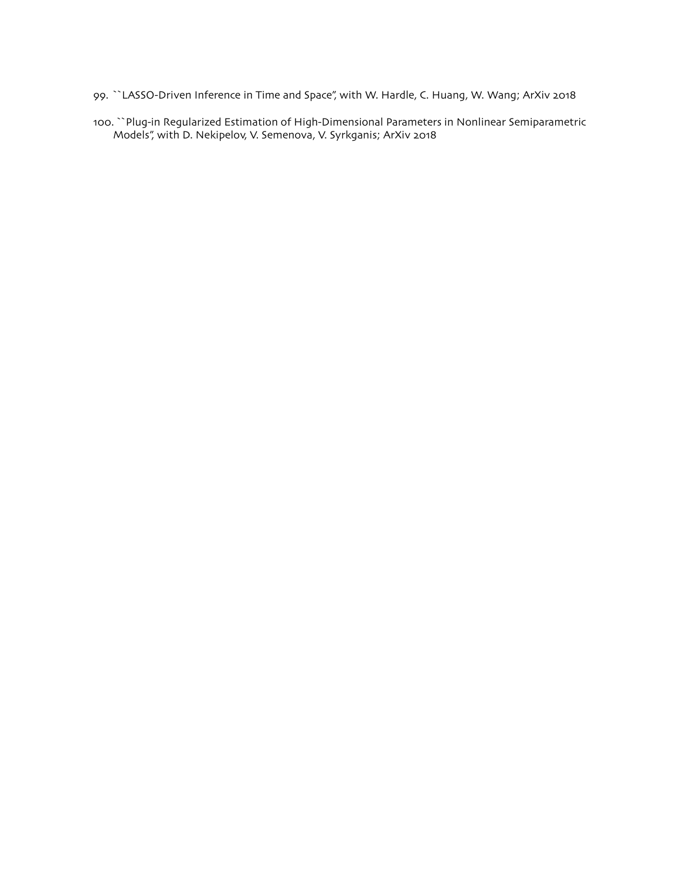99. ``LASSO-Driven Inference in Time and Space", with W. Hardle, C. Huang, W. Wang; ArXiv 2018

100. ``Plug-in Regularized Estimation of High-Dimensional Parameters in Nonlinear Semiparametric Models", with D. Nekipelov, V. Semenova, V. Syrkganis; ArXiv 2018